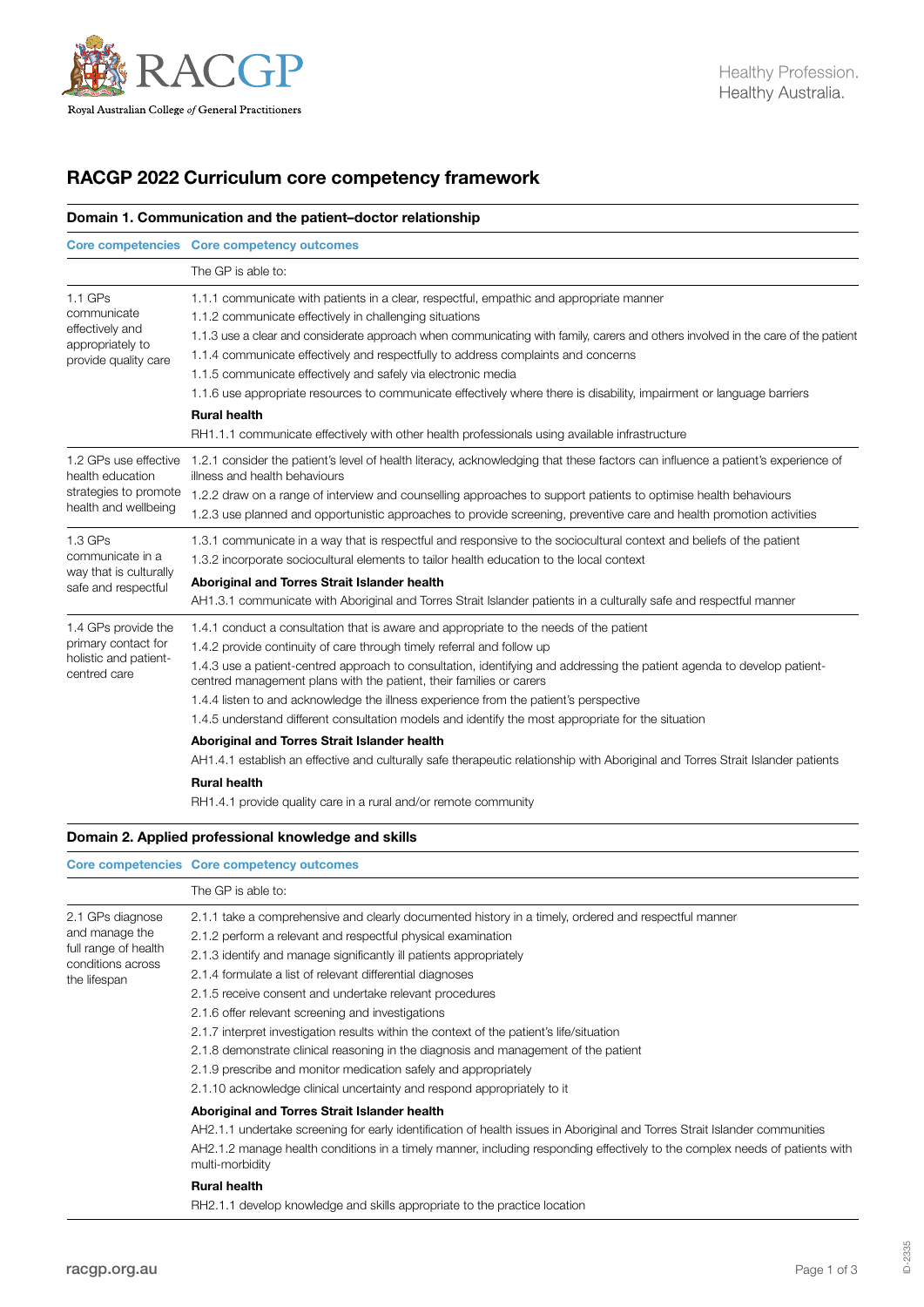# RACGP 2022 Curriculum core competency framework

## Domain 1. Communication and the patient–doctor relationship

| Core competencies | Core competency outcomes |
|---|---|
| | The GP is able to: |
| 1.1 GPs communicate effectively and appropriately to provide quality care | 1.1.1 communicate with patients in a clear, respectful, empathic and appropriate manner<br>1.1.2 communicate effectively in challenging situations<br>1.1.3 use a clear and considerate approach when communicating with family, carers and others involved in the care of the patient<br>1.1.4 communicate effectively and respectfully to address complaints and concerns<br>1.1.5 communicate effectively and safely via electronic media<br>1.1.6 use appropriate resources to communicate effectively where there is disability, impairment or language barriers<br>**Rural health**<br>RH1.1.1 communicate effectively with other health professionals using available infrastructure |
| 1.2 GPs use effective health education strategies to promote health and wellbeing | 1.2.1 consider the patient's level of health literacy, acknowledging that these factors can influence a patient's experience of illness and health behaviours<br>1.2.2 draw on a range of interview and counselling approaches to support patients to optimise health behaviours<br>1.2.3 use planned and opportunistic approaches to provide screening, preventive care and health promotion activities |
| 1.3 GPs communicate in a way that is culturally safe and respectful | 1.3.1 communicate in a way that is respectful and responsive to the sociocultural context and beliefs of the patient<br>1.3.2 incorporate sociocultural elements to tailor health education to the local context<br>**Aboriginal and Torres Strait Islander health**<br>AH1.3.1 communicate with Aboriginal and Torres Strait Islander patients in a culturally safe and respectful manner |
| 1.4 GPs provide the primary contact for holistic and patient-centred care | 1.4.1 conduct a consultation that is aware and appropriate to the needs of the patient<br>1.4.2 provide continuity of care through timely referral and follow up<br>1.4.3 use a patient-centred approach to consultation, identifying and addressing the patient agenda to develop patient-centred management plans with the patient, their families or carers<br>1.4.4 listen to and acknowledge the illness experience from the patient's perspective<br>1.4.5 understand different consultation models and identify the most appropriate for the situation<br>**Aboriginal and Torres Strait Islander health**<br>AH1.4.1 establish an effective and culturally safe therapeutic relationship with Aboriginal and Torres Strait Islander patients<br>**Rural health**<br>RH1.4.1 provide quality care in a rural and/or remote community |

## Domain 2. Applied professional knowledge and skills

| Core competencies | Core competency outcomes |
|---|---|
| | The GP is able to: |
| 2.1 GPs diagnose and manage the full range of health conditions across the lifespan | 2.1.1 take a comprehensive and clearly documented history in a timely, ordered and respectful manner<br>2.1.2 perform a relevant and respectful physical examination<br>2.1.3 identify and manage significantly ill patients appropriately<br>2.1.4 formulate a list of relevant differential diagnoses<br>2.1.5 receive consent and undertake relevant procedures<br>2.1.6 offer relevant screening and investigations<br>2.1.7 interpret investigation results within the context of the patient's life/situation<br>2.1.8 demonstrate clinical reasoning in the diagnosis and management of the patient<br>2.1.9 prescribe and monitor medication safely and appropriately<br>2.1.10 acknowledge clinical uncertainty and respond appropriately to it<br>**Aboriginal and Torres Strait Islander health**<br>AH2.1.1 undertake screening for early identification of health issues in Aboriginal and Torres Strait Islander communities<br>AH2.1.2 manage health conditions in a timely manner, including responding effectively to the complex needs of patients with multi-morbidity<br>**Rural health**<br>RH2.1.1 develop knowledge and skills appropriate to the practice location |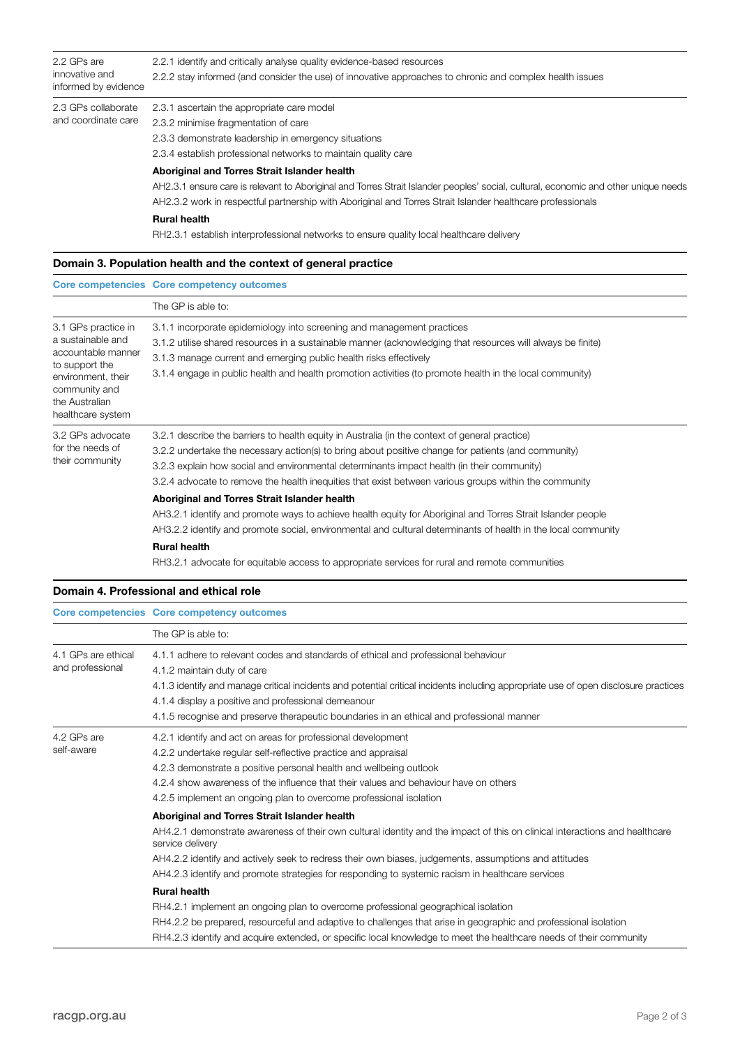| | |
|---|---|
| 2.2 GPs are innovative and informed by evidence | 2.2.1 identify and critically analyse quality evidence-based resources<br>2.2.2 stay informed (and consider the use) of innovative approaches to chronic and complex health issues |
| 2.3 GPs collaborate and coordinate care | 2.3.1 ascertain the appropriate care model<br>2.3.2 minimise fragmentation of care<br>2.3.3 demonstrate leadership in emergency situations<br>2.3.4 establish professional networks to maintain quality care<br>**Aboriginal and Torres Strait Islander health**<br>AH2.3.1 ensure care is relevant to Aboriginal and Torres Strait Islander peoples' social, cultural, economic and other unique needs<br>AH2.3.2 work in respectful partnership with Aboriginal and Torres Strait Islander healthcare professionals<br>**Rural health**<br>RH2.3.1 establish interprofessional networks to ensure quality local healthcare delivery |

## Domain 3. Population health and the context of general practice

| Core competencies | Core competency outcomes |
|---|---|
| | The GP is able to: |
| 3.1 GPs practice in a sustainable and accountable manner to support the environment, their community and the Australian healthcare system | 3.1.1 incorporate epidemiology into screening and management practices<br>3.1.2 utilise shared resources in a sustainable manner (acknowledging that resources will always be finite)<br>3.1.3 manage current and emerging public health risks effectively<br>3.1.4 engage in public health and health promotion activities (to promote health in the local community) |
| 3.2 GPs advocate for the needs of their community | 3.2.1 describe the barriers to health equity in Australia (in the context of general practice)<br>3.2.2 undertake the necessary action(s) to bring about positive change for patients (and community)<br>3.2.3 explain how social and environmental determinants impact health (in their community)<br>3.2.4 advocate to remove the health inequities that exist between various groups within the community<br>**Aboriginal and Torres Strait Islander health**<br>AH3.2.1 identify and promote ways to achieve health equity for Aboriginal and Torres Strait Islander people<br>AH3.2.2 identify and promote social, environmental and cultural determinants of health in the local community<br>**Rural health**<br>RH3.2.1 advocate for equitable access to appropriate services for rural and remote communities |

## Domain 4. Professional and ethical role

| Core competencies | Core competency outcomes |
|---|---|
| | The GP is able to: |
| 4.1 GPs are ethical and professional | 4.1.1 adhere to relevant codes and standards of ethical and professional behaviour<br>4.1.2 maintain duty of care<br>4.1.3 identify and manage critical incidents and potential critical incidents including appropriate use of open disclosure practices<br>4.1.4 display a positive and professional demeanour<br>4.1.5 recognise and preserve therapeutic boundaries in an ethical and professional manner |
| 4.2 GPs are self-aware | 4.2.1 identify and act on areas for professional development<br>4.2.2 undertake regular self-reflective practice and appraisal<br>4.2.3 demonstrate a positive personal health and wellbeing outlook<br>4.2.4 show awareness of the influence that their values and behaviour have on others<br>4.2.5 implement an ongoing plan to overcome professional isolation<br>**Aboriginal and Torres Strait Islander health**<br>AH4.2.1 demonstrate awareness of their own cultural identity and the impact of this on clinical interactions and healthcare service delivery<br>AH4.2.2 identify and actively seek to redress their own biases, judgements, assumptions and attitudes<br>AH4.2.3 identify and promote strategies for responding to systemic racism in healthcare services<br>**Rural health**<br>RH4.2.1 implement an ongoing plan to overcome professional geographical isolation<br>RH4.2.2 be prepared, resourceful and adaptive to challenges that arise in geographic and professional isolation<br>RH4.2.3 identify and acquire extended, or specific local knowledge to meet the healthcare needs of their community |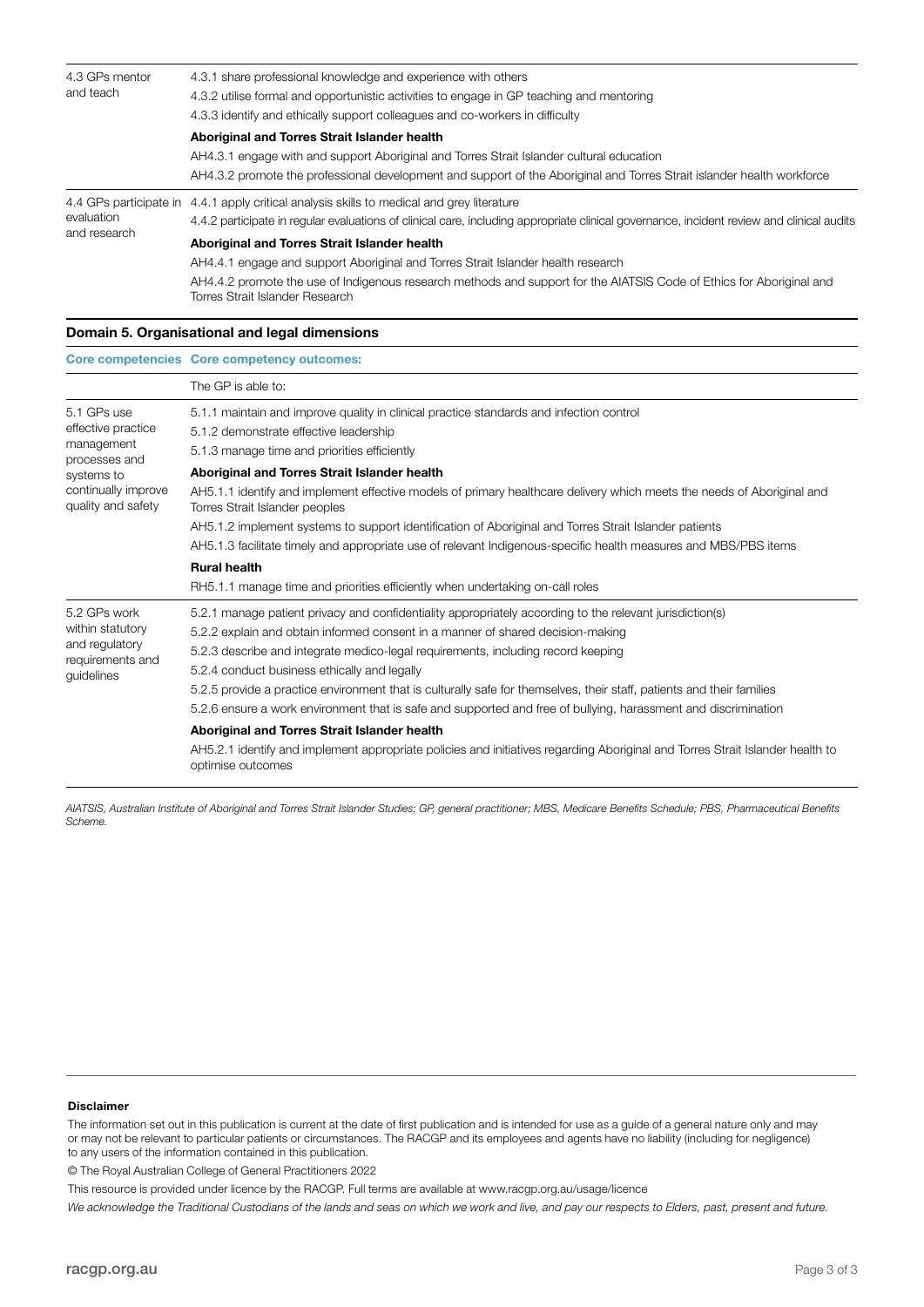| | |
|---|---|
| 4.3 GPs mentor and teach | 4.3.1 share professional knowledge and experience with others<br>4.3.2 utilise formal and opportunistic activities to engage in GP teaching and mentoring<br>4.3.3 identify and ethically support colleagues and co-workers in difficulty<br>**Aboriginal and Torres Strait Islander health**<br>AH4.3.1 engage with and support Aboriginal and Torres Strait Islander cultural education<br>AH4.3.2 promote the professional development and support of the Aboriginal and Torres Strait islander health workforce |
| 4.4 GPs participate in evaluation and research | 4.4.1 apply critical analysis skills to medical and grey literature<br>4.4.2 participate in regular evaluations of clinical care, including appropriate clinical governance, incident review and clinical audits<br>**Aboriginal and Torres Strait Islander health**<br>AH4.4.1 engage and support Aboriginal and Torres Strait Islander health research<br>AH4.4.2 promote the use of Indigenous research methods and support for the AIATSIS Code of Ethics for Aboriginal and Torres Strait Islander Research |

### Domain 5. Organisational and legal dimensions

| Core competencies | Core competency outcomes: |
|---|---|
| | The GP is able to: |
| 5.1 GPs use effective practice management processes and systems to continually improve quality and safety | 5.1.1 maintain and improve quality in clinical practice standards and infection control<br>5.1.2 demonstrate effective leadership<br>5.1.3 manage time and priorities efficiently<br>**Aboriginal and Torres Strait Islander health**<br>AH5.1.1 identify and implement effective models of primary healthcare delivery which meets the needs of Aboriginal and Torres Strait Islander peoples<br>AH5.1.2 implement systems to support identification of Aboriginal and Torres Strait Islander patients<br>AH5.1.3 facilitate timely and appropriate use of relevant Indigenous-specific health measures and MBS/PBS items<br>**Rural health**<br>RH5.1.1 manage time and priorities efficiently when undertaking on-call roles |
| 5.2 GPs work within statutory and regulatory requirements and guidelines | 5.2.1 manage patient privacy and confidentiality appropriately according to the relevant jurisdiction(s)<br>5.2.2 explain and obtain informed consent in a manner of shared decision-making<br>5.2.3 describe and integrate medico-legal requirements, including record keeping<br>5.2.4 conduct business ethically and legally<br>5.2.5 provide a practice environment that is culturally safe for themselves, their staff, patients and their families<br>5.2.6 ensure a work environment that is safe and supported and free of bullying, harassment and discrimination<br>**Aboriginal and Torres Strait Islander health**<br>AH5.2.1 identify and implement appropriate policies and initiatives regarding Aboriginal and Torres Strait Islander health to optimise outcomes |

*AIATSIS, Australian Institute of Aboriginal and Torres Strait Islander Studies; GP, general practitioner; MBS, Medicare Benefits Schedule; PBS, Pharmaceutical Benefits Scheme.*

**Disclaimer**

The information set out in this publication is current at the date of first publication and is intended for use as a guide of a general nature only and may or may not be relevant to particular patients or circumstances. The RACGP and its employees and agents have no liability (including for negligence) to any users of the information contained in this publication.

© The Royal Australian College of General Practitioners 2022

This resource is provided under licence by the RACGP. Full terms are available at www.racgp.org.au/usage/licence

*We acknowledge the Traditional Custodians of the lands and seas on which we work and live, and pay our respects to Elders, past, present and future.*

racgp.org.au